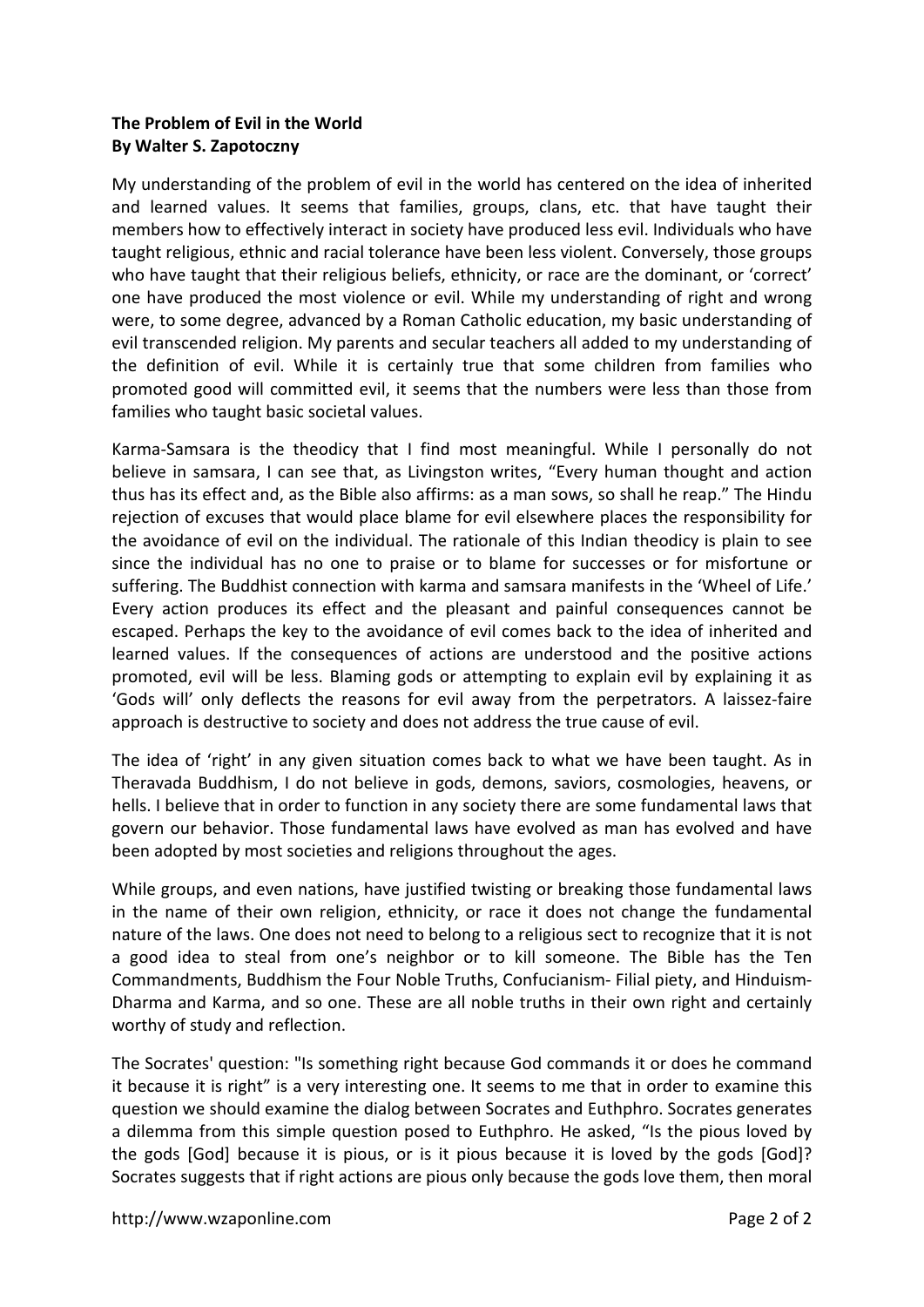**The Problem of Evil in the World**
**By Walter S. Zapotoczny**

My understanding of the problem of evil in the world has centered on the idea of inherited and learned values. It seems that families, groups, clans, etc. that have taught their members how to effectively interact in society have produced less evil. Individuals who have taught religious, ethnic and racial tolerance have been less violent. Conversely, those groups who have taught that their religious beliefs, ethnicity, or race are the dominant, or 'correct' one have produced the most violence or evil. While my understanding of right and wrong were, to some degree, advanced by a Roman Catholic education, my basic understanding of evil transcended religion. My parents and secular teachers all added to my understanding of the definition of evil. While it is certainly true that some children from families who promoted good will committed evil, it seems that the numbers were less than those from families who taught basic societal values.

Karma-Samsara is the theodicy that I find most meaningful. While I personally do not believe in samsara, I can see that, as Livingston writes, "Every human thought and action thus has its effect and, as the Bible also affirms: as a man sows, so shall he reap." The Hindu rejection of excuses that would place blame for evil elsewhere places the responsibility for the avoidance of evil on the individual. The rationale of this Indian theodicy is plain to see since the individual has no one to praise or to blame for successes or for misfortune or suffering. The Buddhist connection with karma and samsara manifests in the 'Wheel of Life.' Every action produces its effect and the pleasant and painful consequences cannot be escaped. Perhaps the key to the avoidance of evil comes back to the idea of inherited and learned values. If the consequences of actions are understood and the positive actions promoted, evil will be less. Blaming gods or attempting to explain evil by explaining it as 'Gods will' only deflects the reasons for evil away from the perpetrators. A laissez-faire approach is destructive to society and does not address the true cause of evil.

The idea of 'right' in any given situation comes back to what we have been taught. As in Theravada Buddhism, I do not believe in gods, demons, saviors, cosmologies, heavens, or hells. I believe that in order to function in any society there are some fundamental laws that govern our behavior. Those fundamental laws have evolved as man has evolved and have been adopted by most societies and religions throughout the ages.

While groups, and even nations, have justified twisting or breaking those fundamental laws in the name of their own religion, ethnicity, or race it does not change the fundamental nature of the laws. One does not need to belong to a religious sect to recognize that it is not a good idea to steal from one's neighbor or to kill someone. The Bible has the Ten Commandments, Buddhism the Four Noble Truths, Confucianism- Filial piety, and Hinduism-Dharma and Karma, and so one. These are all noble truths in their own right and certainly worthy of study and reflection.

The Socrates' question: "Is something right because God commands it or does he command it because it is right" is a very interesting one. It seems to me that in order to examine this question we should examine the dialog between Socrates and Euthphro. Socrates generates a dilemma from this simple question posed to Euthphro. He asked, "Is the pious loved by the gods [God] because it is pious, or is it pious because it is loved by the gods [God]? Socrates suggests that if right actions are pious only because the gods love them, then moral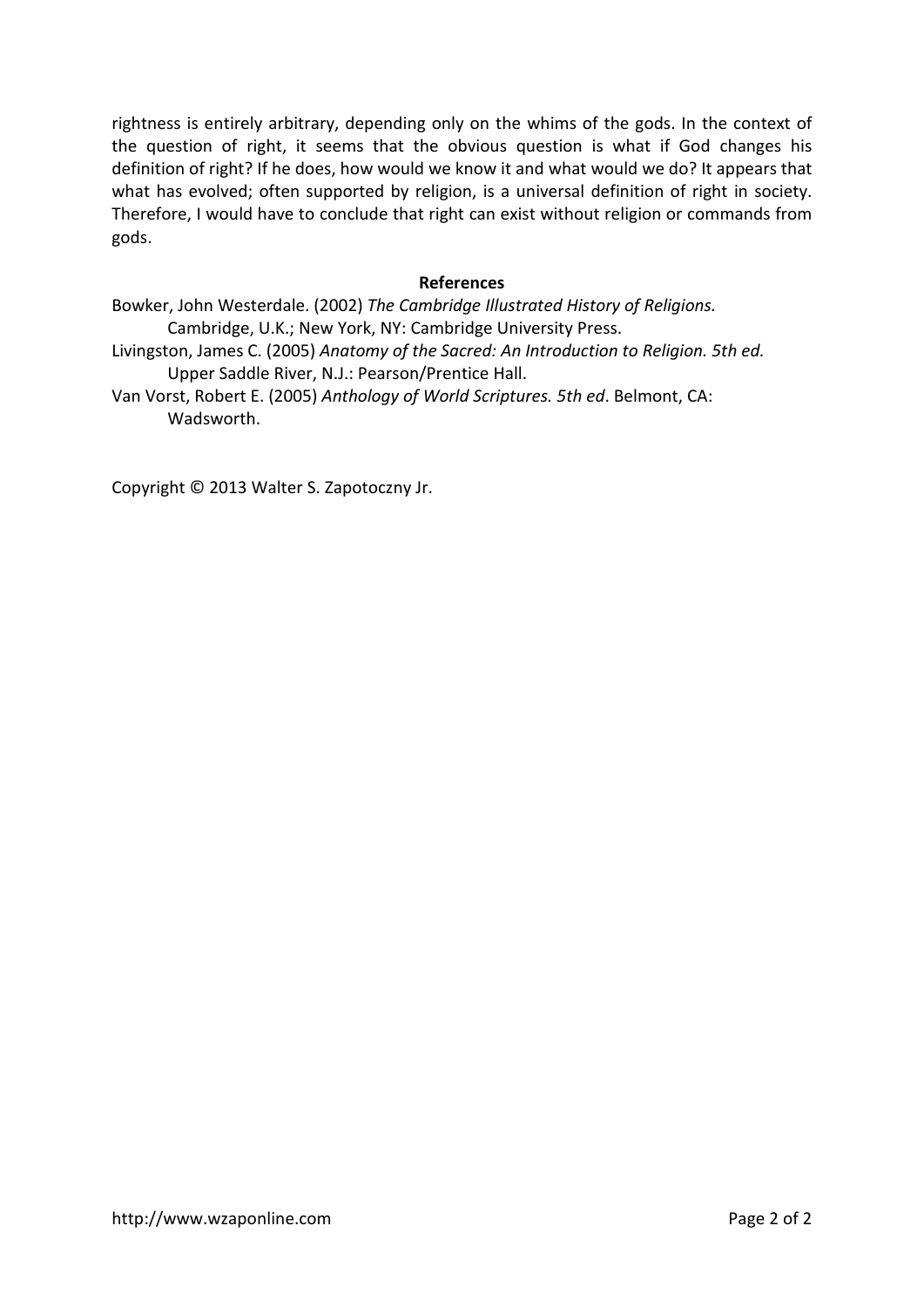rightness is entirely arbitrary, depending only on the whims of the gods. In the context of the question of right, it seems that the obvious question is what if God changes his definition of right? If he does, how would we know it and what would we do? It appears that what has evolved; often supported by religion, is a universal definition of right in society. Therefore, I would have to conclude that right can exist without religion or commands from gods.

**References**

Bowker, John Westerdale. (2002) *The Cambridge Illustrated History of Religions.* Cambridge, U.K.; New York, NY: Cambridge University Press.

Livingston, James C. (2005) *Anatomy of the Sacred: An Introduction to Religion. 5th ed.* Upper Saddle River, N.J.: Pearson/Prentice Hall.

Van Vorst, Robert E. (2005) *Anthology of World Scriptures. 5th ed*. Belmont, CA: Wadsworth.

Copyright © 2013 Walter S. Zapotoczny Jr.